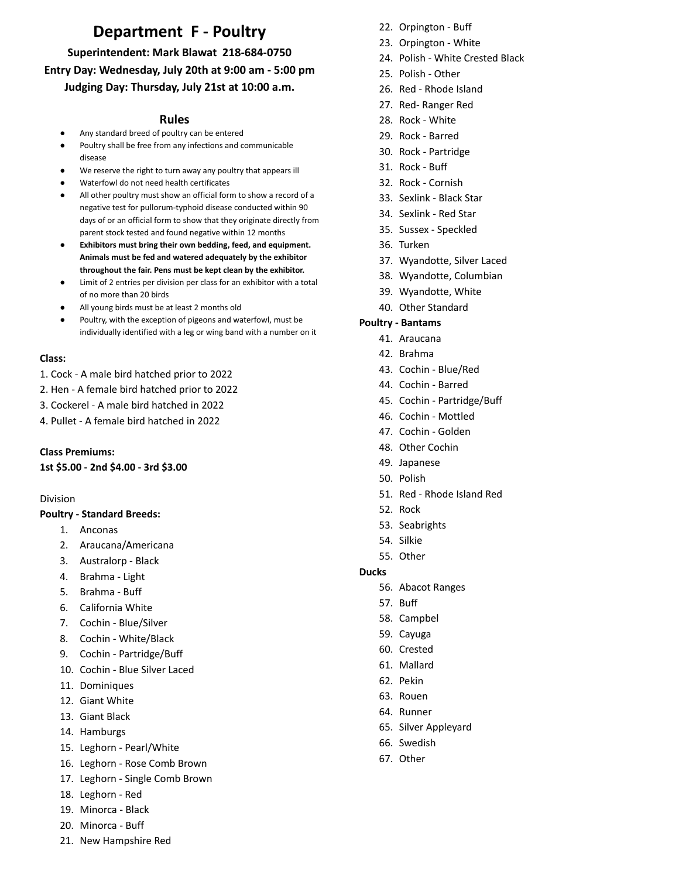# Department F - Poultry

**Superintendent: Mark Blawat 218-684-0750**

**Entry Day: Wednesday, July 20th at 9:00 am - 5:00 pm**

**Judging Day: Thursday, July 21st at 10:00 a.m.**

## Rules

- Any standard breed of poultry can be entered
- Poultry shall be free from any infections and communicable disease
- We reserve the right to turn away any poultry that appears ill
- Waterfowl do not need health certificates
- All other poultry must show an official form to show a record of a negative test for pullorum-typhoid disease conducted within 90 days of or an official form to show that they originate directly from parent stock tested and found negative within 12 months
- **Exhibitors must bring their own bedding, feed, and equipment. Animals must be fed and watered adequately by the exhibitor throughout the fair. Pens must be kept clean by the exhibitor.**
- Limit of 2 entries per division per class for an exhibitor with a total of no more than 20 birds
- All young birds must be at least 2 months old
- Poultry, with the exception of pigeons and waterfowl, must be individually identified with a leg or wing band with a number on it

**Class:**

1. Cock - A male bird hatched prior to 2022
2. Hen - A female bird hatched prior to 2022
3. Cockerel - A male bird hatched in 2022
4. Pullet - A female bird hatched in 2022

**Class Premiums:**

**1st $5.00 - 2nd $4.00 - 3rd $3.00**

Division

**Poultry - Standard Breeds:**

1. Anconas
2. Araucana/Americana
3. Australorp - Black
4. Brahma - Light
5. Brahma - Buff
6. California White
7. Cochin - Blue/Silver
8. Cochin - White/Black
9. Cochin - Partridge/Buff
10. Cochin - Blue Silver Laced
11. Dominiques
12. Giant White
13. Giant Black
14. Hamburgs
15. Leghorn - Pearl/White
16. Leghorn - Rose Comb Brown
17. Leghorn - Single Comb Brown
18. Leghorn - Red
19. Minorca - Black
20. Minorca - Buff
21. New Hampshire Red
22. Orpington - Buff
23. Orpington - White
24. Polish - White Crested Black
25. Polish - Other
26. Red - Rhode Island
27. Red- Ranger Red
28. Rock - White
29. Rock - Barred
30. Rock - Partridge
31. Rock - Buff
32. Rock - Cornish
33. Sexlink - Black Star
34. Sexlink - Red Star
35. Sussex - Speckled
36. Turken
37. Wyandotte, Silver Laced
38. Wyandotte, Columbian
39. Wyandotte, White
40. Other Standard

**Poultry - Bantams**

41. Araucana
42. Brahma
43. Cochin - Blue/Red
44. Cochin - Barred
45. Cochin - Partridge/Buff
46. Cochin - Mottled
47. Cochin - Golden
48. Other Cochin
49. Japanese
50. Polish
51. Red - Rhode Island Red
52. Rock
53. Seabrights
54. Silkie
55. Other

**Ducks**

56. Abacot Ranges
57. Buff
58. Campbel
59. Cayuga
60. Crested
61. Mallard
62. Pekin
63. Rouen
64. Runner
65. Silver Appleyard
66. Swedish
67. Other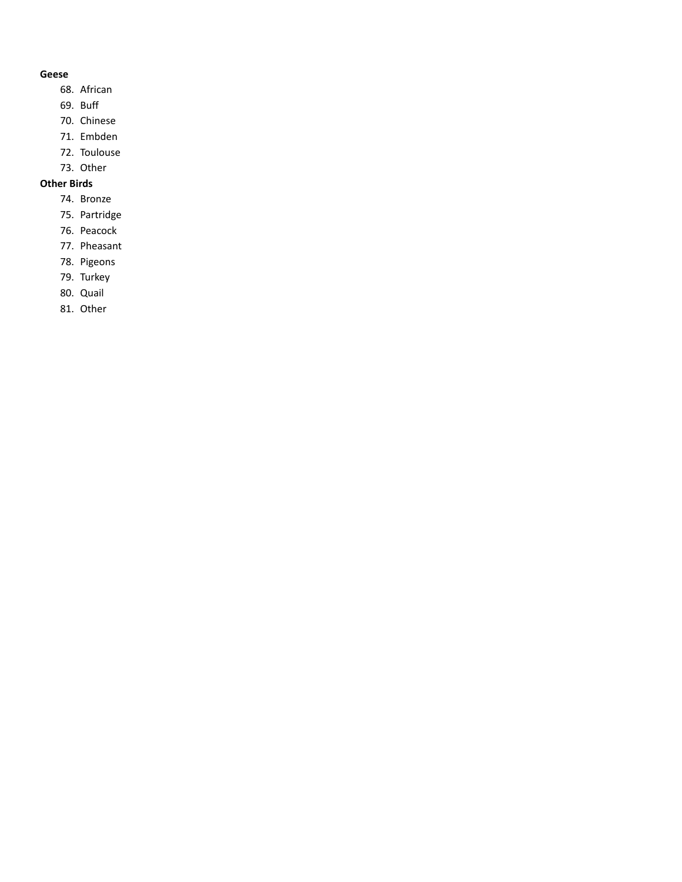**Geese**

68. African
69. Buff
70. Chinese
71. Embden
72. Toulouse
73. Other

**Other Birds**

74. Bronze
75. Partridge
76. Peacock
77. Pheasant
78. Pigeons
79. Turkey
80. Quail
81. Other